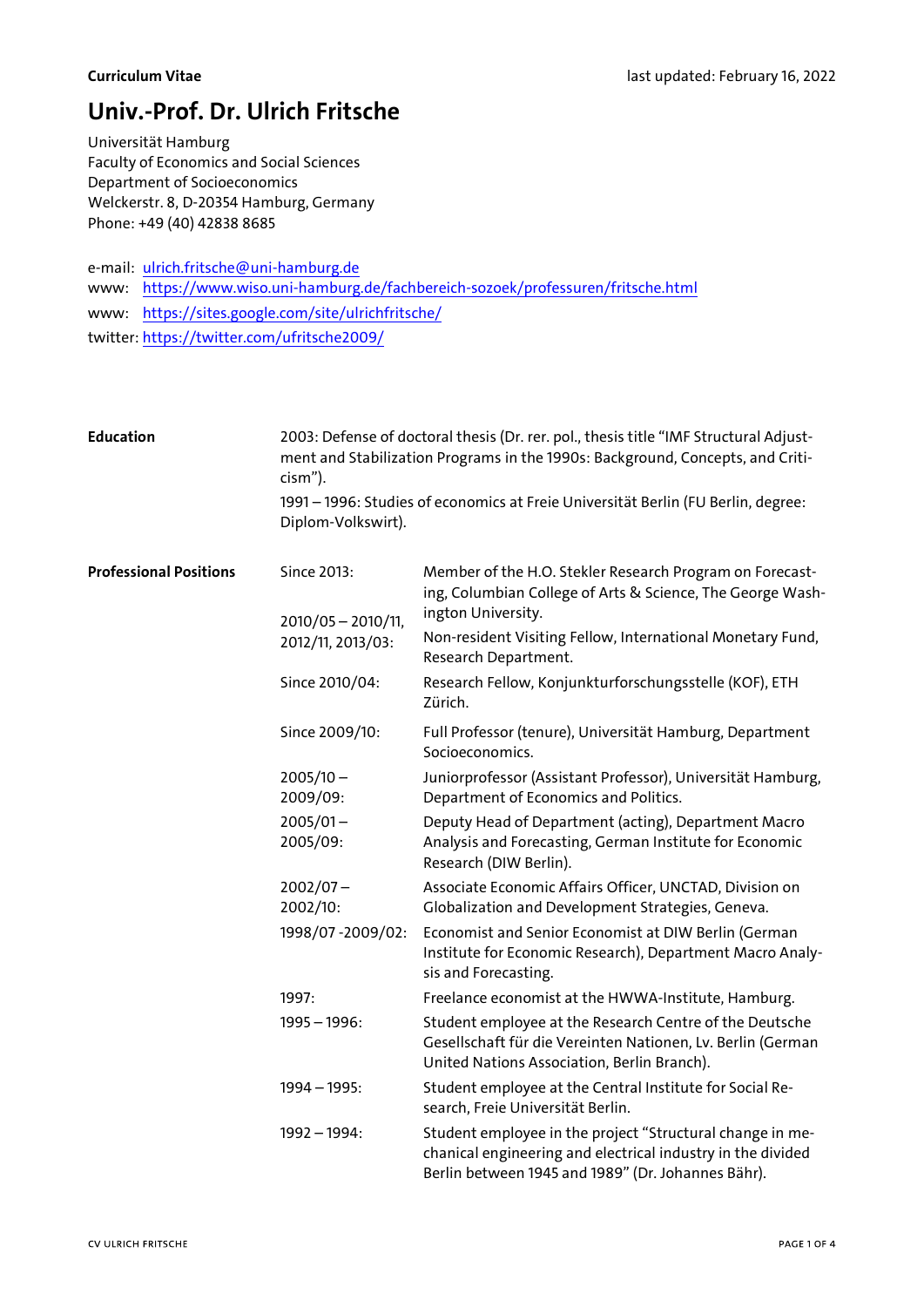**Curriculum Vitae** last updated: February 16, 2022

# Univ.-Prof. Dr. Ulrich Fritsche

Universität Hamburg
Faculty of Economics and Social Sciences
Department of Socioeconomics
Welckerstr. 8, D-20354 Hamburg, Germany
Phone: +49 (40) 42838 8685

e-mail: ulrich.fritsche@uni-hamburg.de
www: https://www.wiso.uni-hamburg.de/fachbereich-sozoek/professuren/fritsche.html
www: https://sites.google.com/site/ulrichfritsche/
twitter: https://twitter.com/ufritsche2009/

## Education

2003: Defense of doctoral thesis (Dr. rer. pol., thesis title "IMF Structural Adjustment and Stabilization Programs in the 1990s: Background, Concepts, and Criticism").

1991 – 1996: Studies of economics at Freie Universität Berlin (FU Berlin, degree: Diplom-Volkswirt).

## Professional Positions

| | |
|---|---|
| Since 2013: | Member of the H.O. Stekler Research Program on Forecasting, Columbian College of Arts & Science, The George Washington University. |
| 2010/05 – 2010/11, 2012/11, 2013/03: | Non-resident Visiting Fellow, International Monetary Fund, Research Department. |
| Since 2010/04: | Research Fellow, Konjunkturforschungsstelle (KOF), ETH Zürich. |
| Since 2009/10: | Full Professor (tenure), Universität Hamburg, Department Socioeconomics. |
| 2005/10 – 2009/09: | Juniorprofessor (Assistant Professor), Universität Hamburg, Department of Economics and Politics. |
| 2005/01 – 2005/09: | Deputy Head of Department (acting), Department Macro Analysis and Forecasting, German Institute for Economic Research (DIW Berlin). |
| 2002/07 – 2002/10: | Associate Economic Affairs Officer, UNCTAD, Division on Globalization and Development Strategies, Geneva. |
| 1998/07 -2009/02: | Economist and Senior Economist at DIW Berlin (German Institute for Economic Research), Department Macro Analysis and Forecasting. |
| 1997: | Freelance economist at the HWWA-Institute, Hamburg. |
| 1995 – 1996: | Student employee at the Research Centre of the Deutsche Gesellschaft für die Vereinten Nationen, Lv. Berlin (German United Nations Association, Berlin Branch). |
| 1994 – 1995: | Student employee at the Central Institute for Social Research, Freie Universität Berlin. |
| 1992 – 1994: | Student employee in the project "Structural change in mechanical engineering and electrical industry in the divided Berlin between 1945 and 1989" (Dr. Johannes Bähr). |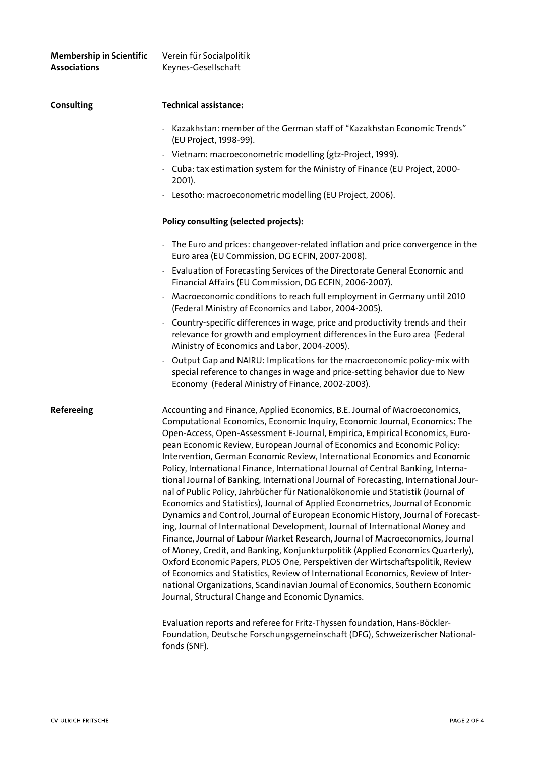**Membership in Scientific Associations**

Verein für Socialpolitik
Keynes-Gesellschaft

**Consulting**

**Technical assistance:**

- Kazakhstan: member of the German staff of "Kazakhstan Economic Trends" (EU Project, 1998-99).
- Vietnam: macroeconometric modelling (gtz-Project, 1999).
- Cuba: tax estimation system for the Ministry of Finance (EU Project, 2000-2001).
- Lesotho: macroeconometric modelling (EU Project, 2006).

**Policy consulting (selected projects):**

- The Euro and prices: changeover-related inflation and price convergence in the Euro area (EU Commission, DG ECFIN, 2007-2008).
- Evaluation of Forecasting Services of the Directorate General Economic and Financial Affairs (EU Commission, DG ECFIN, 2006-2007).
- Macroeconomic conditions to reach full employment in Germany until 2010 (Federal Ministry of Economics and Labor, 2004-2005).
- Country-specific differences in wage, price and productivity trends and their relevance for growth and employment differences in the Euro area (Federal Ministry of Economics and Labor, 2004-2005).
- Output Gap and NAIRU: Implications for the macroeconomic policy-mix with special reference to changes in wage and price-setting behavior due to New Economy (Federal Ministry of Finance, 2002-2003).

**Refereeing**

Accounting and Finance, Applied Economics, B.E. Journal of Macroeconomics, Computational Economics, Economic Inquiry, Economic Journal, Economics: The Open-Access, Open-Assessment E-Journal, Empirica, Empirical Economics, European Economic Review, European Journal of Economics and Economic Policy: Intervention, German Economic Review, International Economics and Economic Policy, International Finance, International Journal of Central Banking, International Journal of Banking, International Journal of Forecasting, International Journal of Public Policy, Jahrbücher für Nationalökonomie und Statistik (Journal of Economics and Statistics), Journal of Applied Econometrics, Journal of Economic Dynamics and Control, Journal of European Economic History, Journal of Forecasting, Journal of International Development, Journal of International Money and Finance, Journal of Labour Market Research, Journal of Macroeconomics, Journal of Money, Credit, and Banking, Konjunkturpolitik (Applied Economics Quarterly), Oxford Economic Papers, PLOS One, Perspektiven der Wirtschaftspolitik, Review of Economics and Statistics, Review of International Economics, Review of International Organizations, Scandinavian Journal of Economics, Southern Economic Journal, Structural Change and Economic Dynamics.

Evaluation reports and referee for Fritz-Thyssen foundation, Hans-Böckler-Foundation, Deutsche Forschungsgemeinschaft (DFG), Schweizerischer Nationalfonds (SNF).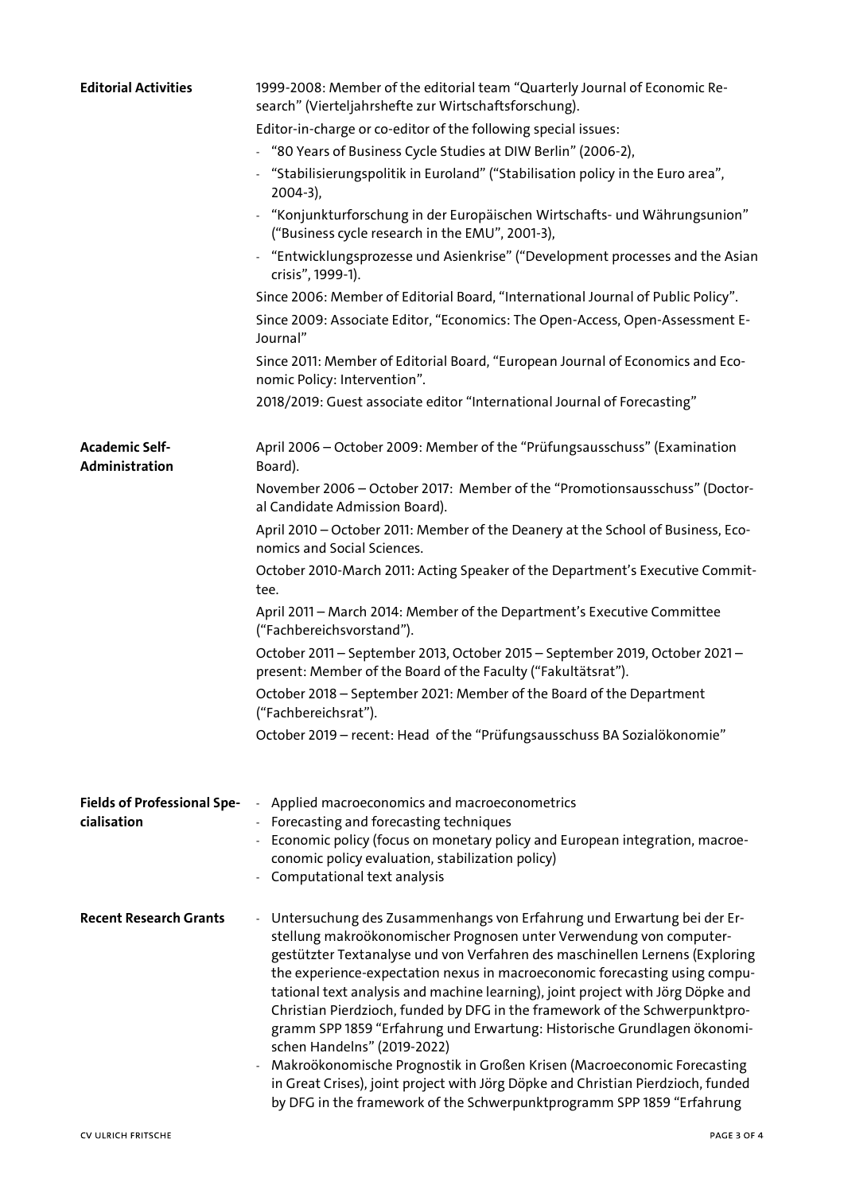**Editorial Activities**

1999-2008: Member of the editorial team "Quarterly Journal of Economic Research" (Vierteljahrshefte zur Wirtschaftsforschung).

Editor-in-charge or co-editor of the following special issues:

- "80 Years of Business Cycle Studies at DIW Berlin" (2006-2),
- "Stabilisierungspolitik in Euroland" ("Stabilisation policy in the Euro area", 2004-3),
- "Konjunkturforschung in der Europäischen Wirtschafts- und Währungsunion" ("Business cycle research in the EMU", 2001-3),
- "Entwicklungsprozesse und Asienkrise" ("Development processes and the Asian crisis", 1999-1).

Since 2006: Member of Editorial Board, "International Journal of Public Policy".

Since 2009: Associate Editor, "Economics: The Open-Access, Open-Assessment E-Journal"

Since 2011: Member of Editorial Board, "European Journal of Economics and Economic Policy: Intervention".

2018/2019: Guest associate editor "International Journal of Forecasting"

**Academic Self-Administration**

April 2006 – October 2009: Member of the "Prüfungsausschuss" (Examination Board).

November 2006 – October 2017: Member of the "Promotionsausschuss" (Doctoral Candidate Admission Board).

April 2010 – October 2011: Member of the Deanery at the School of Business, Economics and Social Sciences.

October 2010-March 2011: Acting Speaker of the Department's Executive Committee.

April 2011 – March 2014: Member of the Department's Executive Committee ("Fachbereichsvorstand").

October 2011 – September 2013, October 2015 – September 2019, October 2021 – present: Member of the Board of the Faculty ("Fakultätsrat").

October 2018 – September 2021: Member of the Board of the Department ("Fachbereichsrat").

October 2019 – recent: Head of the "Prüfungsausschuss BA Sozialökonomie"

**Fields of Professional Specialisation**

- Applied macroeconomics and macroeconometrics
- Forecasting and forecasting techniques
- Economic policy (focus on monetary policy and European integration, macroeconomic policy evaluation, stabilization policy)
- Computational text analysis

**Recent Research Grants**

- Untersuchung des Zusammenhangs von Erfahrung und Erwartung bei der Erstellung makroökonomischer Prognosen unter Verwendung von computergestützter Textanalyse und von Verfahren des maschinellen Lernens (Exploring the experience-expectation nexus in macroeconomic forecasting using computational text analysis and machine learning), joint project with Jörg Döpke and Christian Pierdzioch, funded by DFG in the framework of the Schwerpunktprogramm SPP 1859 "Erfahrung und Erwartung: Historische Grundlagen ökonomischen Handelns" (2019-2022)
- Makroökonomische Prognostik in Großen Krisen (Macroeconomic Forecasting in Great Crises), joint project with Jörg Döpke and Christian Pierdzioch, funded by DFG in the framework of the Schwerpunktprogramm SPP 1859 "Erfahrung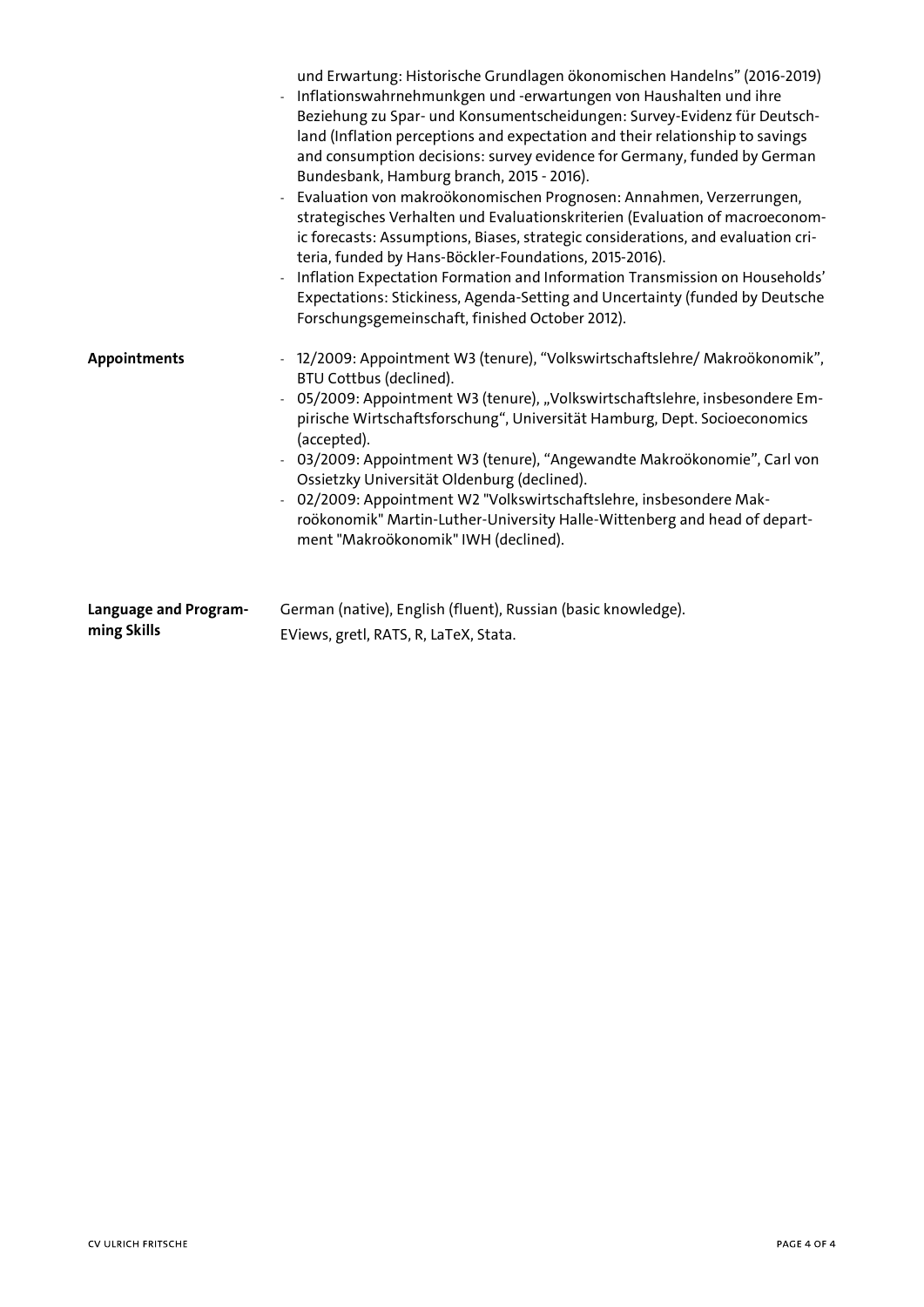und Erwartung: Historische Grundlagen ökonomischen Handelns" (2016-2019)

- Inflationswahrnehmunkgen und -erwartungen von Haushalten und ihre Beziehung zu Spar- und Konsumentscheidungen: Survey-Evidenz für Deutschland (Inflation perceptions and expectation and their relationship to savings and consumption decisions: survey evidence for Germany, funded by German Bundesbank, Hamburg branch, 2015 - 2016).
- Evaluation von makroökonomischen Prognosen: Annahmen, Verzerrungen, strategisches Verhalten und Evaluationskriterien (Evaluation of macroeconomic forecasts: Assumptions, Biases, strategic considerations, and evaluation criteria, funded by Hans-Böckler-Foundations, 2015-2016).
- Inflation Expectation Formation and Information Transmission on Households' Expectations: Stickiness, Agenda-Setting and Uncertainty (funded by Deutsche Forschungsgemeinschaft, finished October 2012).

**Appointments**

- 12/2009: Appointment W3 (tenure), "Volkswirtschaftslehre/ Makroökonomik", BTU Cottbus (declined).
- 05/2009: Appointment W3 (tenure), „Volkswirtschaftslehre, insbesondere Empirische Wirtschaftsforschung", Universität Hamburg, Dept. Socioeconomics (accepted).
- 03/2009: Appointment W3 (tenure), "Angewandte Makroökonomie", Carl von Ossietzky Universität Oldenburg (declined).
- 02/2009: Appointment W2 "Volkswirtschaftslehre, insbesondere Makroökonomik" Martin-Luther-University Halle-Wittenberg and head of department "Makroökonomik" IWH (declined).

**Language and Programming Skills**

German (native), English (fluent), Russian (basic knowledge).

EViews, gretl, RATS, R, LaTeX, Stata.